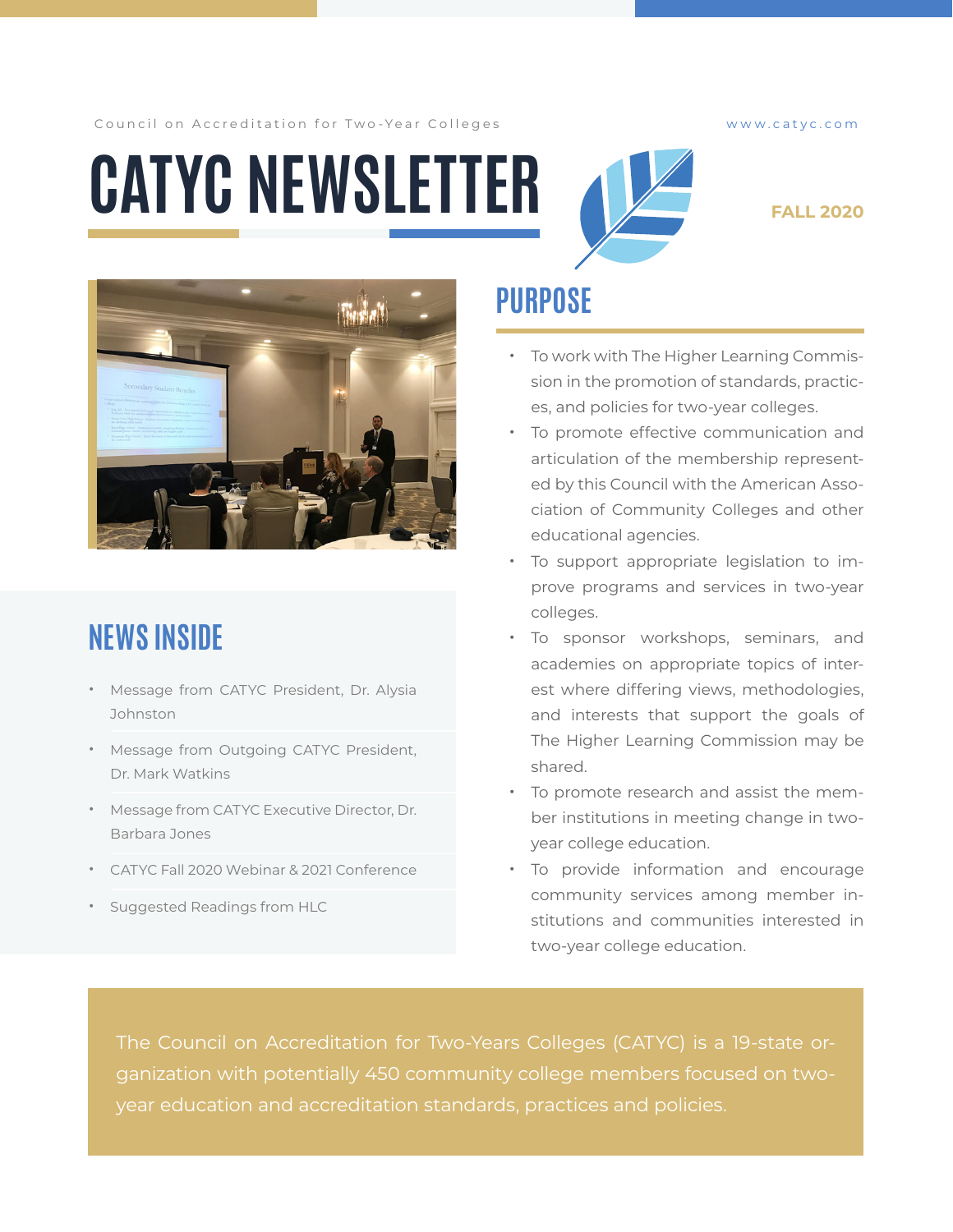Council on Accreditation for Two-Year Colleges

www.catyc.com

# CATYC NEWSLETTER

**FALL 2020**

## PURPOSE

- To work with The Higher Learning Commission in the promotion of standards, practices, and policies for two-year colleges.
- To promote effective communication and articulation of the membership represented by this Council with the American Association of Community Colleges and other educational agencies.
- To support appropriate legislation to improve programs and services in two-year colleges.
- To sponsor workshops, seminars, and academies on appropriate topics of interest where differing views, methodologies, and interests that support the goals of The Higher Learning Commission may be shared.
- To promote research and assist the member institutions in meeting change in two-year college education.
- To provide information and encourage community services among member institutions and communities interested in two-year college education.

## NEWS INSIDE

- Message from CATYC President, Dr. Alysia Johnston
- Message from Outgoing CATYC President, Dr. Mark Watkins
- Message from CATYC Executive Director, Dr. Barbara Jones
- CATYC Fall 2020 Webinar & 2021 Conference
- Suggested Readings from HLC

The Council on Accreditation for Two-Years Colleges (CATYC) is a 19-state organization with potentially 450 community college members focused on two-year education and accreditation standards, practices and policies.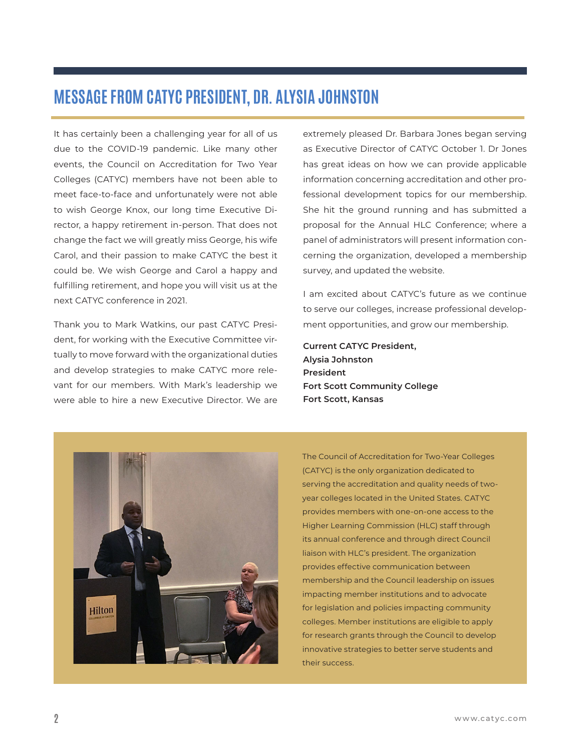# MESSAGE FROM CATYC PRESIDENT, DR. ALYSIA JOHNSTON

It has certainly been a challenging year for all of us due to the COVID-19 pandemic. Like many other events, the Council on Accreditation for Two Year Colleges (CATYC) members have not been able to meet face-to-face and unfortunately were not able to wish George Knox, our long time Executive Director, a happy retirement in-person. That does not change the fact we will greatly miss George, his wife Carol, and their passion to make CATYC the best it could be. We wish George and Carol a happy and fulfilling retirement, and hope you will visit us at the next CATYC conference in 2021.

Thank you to Mark Watkins, our past CATYC President, for working with the Executive Committee virtually to move forward with the organizational duties and develop strategies to make CATYC more relevant for our members. With Mark's leadership we were able to hire a new Executive Director. We are extremely pleased Dr. Barbara Jones began serving as Executive Director of CATYC October 1. Dr Jones has great ideas on how we can provide applicable information concerning accreditation and other professional development topics for our membership. She hit the ground running and has submitted a proposal for the Annual HLC Conference; where a panel of administrators will present information concerning the organization, developed a membership survey, and updated the website.

I am excited about CATYC's future as we continue to serve our colleges, increase professional development opportunities, and grow our membership.

**Current CATYC President,**
**Alysia Johnston**
**President**
**Fort Scott Community College**
**Fort Scott, Kansas**

The Council of Accreditation for Two-Year Colleges (CATYC) is the only organization dedicated to serving the accreditation and quality needs of two-year colleges located in the United States. CATYC provides members with one-on-one access to the Higher Learning Commission (HLC) staff through its annual conference and through direct Council liaison with HLC's president. The organization provides effective communication between membership and the Council leadership on issues impacting member institutions and to advocate for legislation and policies impacting community colleges. Member institutions are eligible to apply for research grants through the Council to develop innovative strategies to better serve students and their success.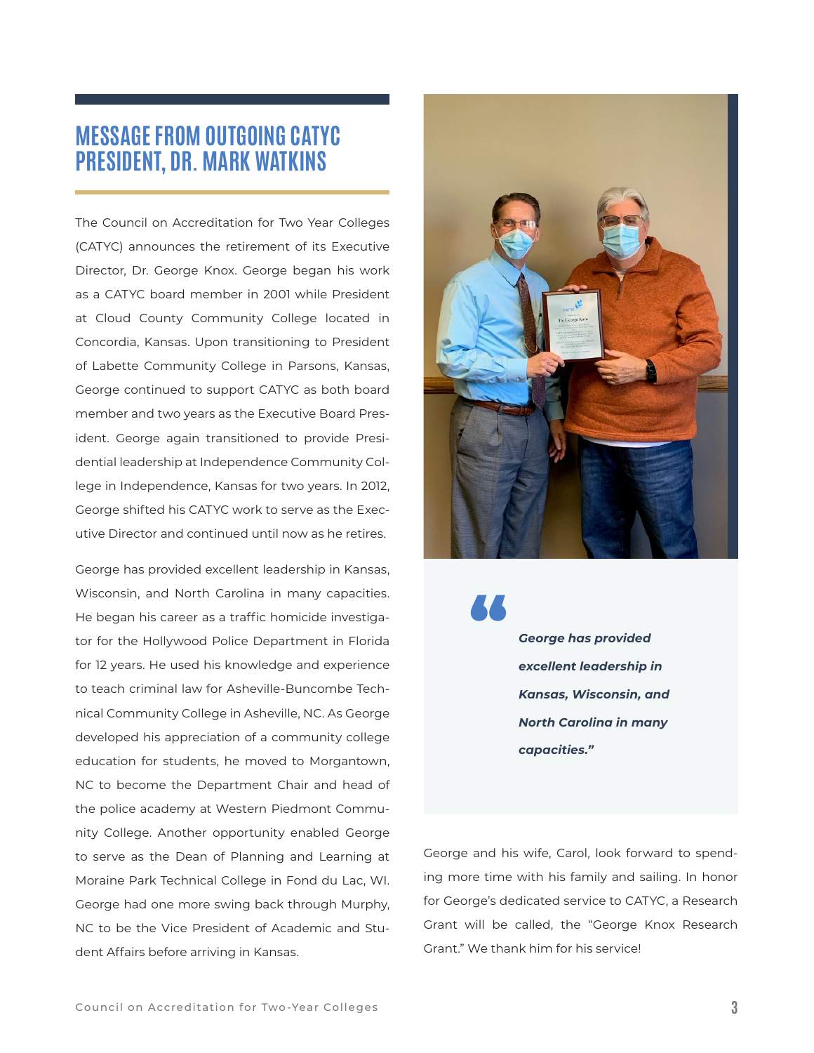# MESSAGE FROM OUTGOING CATYC PRESIDENT, DR. MARK WATKINS

The Council on Accreditation for Two Year Colleges (CATYC) announces the retirement of its Executive Director, Dr. George Knox. George began his work as a CATYC board member in 2001 while President at Cloud County Community College located in Concordia, Kansas. Upon transitioning to President of Labette Community College in Parsons, Kansas, George continued to support CATYC as both board member and two years as the Executive Board President. George again transitioned to provide Presidential leadership at Independence Community College in Independence, Kansas for two years. In 2012, George shifted his CATYC work to serve as the Executive Director and continued until now as he retires.

George has provided excellent leadership in Kansas, Wisconsin, and North Carolina in many capacities. He began his career as a traffic homicide investigator for the Hollywood Police Department in Florida for 12 years. He used his knowledge and experience to teach criminal law for Asheville-Buncombe Technical Community College in Asheville, NC. As George developed his appreciation of a community college education for students, he moved to Morgantown, NC to become the Department Chair and head of the police academy at Western Piedmont Community College. Another opportunity enabled George to serve as the Dean of Planning and Learning at Moraine Park Technical College in Fond du Lac, WI. George had one more swing back through Murphy, NC to be the Vice President of Academic and Student Affairs before arriving in Kansas.

> ***"George has provided excellent leadership in Kansas, Wisconsin, and North Carolina in many capacities."***

George and his wife, Carol, look forward to spending more time with his family and sailing. In honor for George's dedicated service to CATYC, a Research Grant will be called, the "George Knox Research Grant." We thank him for his service!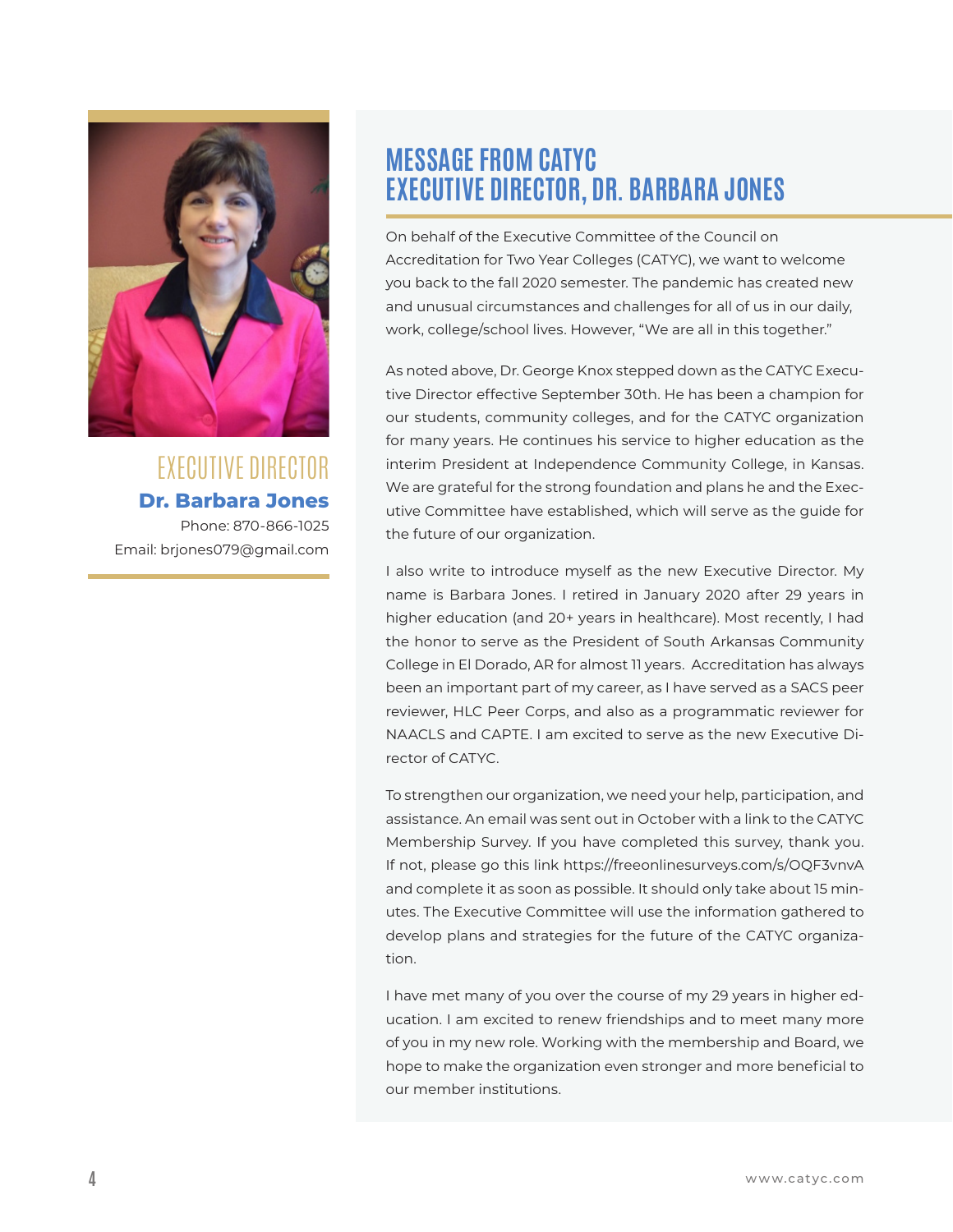EXECUTIVE DIRECTOR

**Dr. Barbara Jones**

Phone: 870-866-1025

Email: brjones079@gmail.com

# MESSAGE FROM CATYC EXECUTIVE DIRECTOR, DR. BARBARA JONES

On behalf of the Executive Committee of the Council on Accreditation for Two Year Colleges (CATYC), we want to welcome you back to the fall 2020 semester. The pandemic has created new and unusual circumstances and challenges for all of us in our daily, work, college/school lives. However, "We are all in this together."

As noted above, Dr. George Knox stepped down as the CATYC Executive Director effective September 30th. He has been a champion for our students, community colleges, and for the CATYC organization for many years. He continues his service to higher education as the interim President at Independence Community College, in Kansas. We are grateful for the strong foundation and plans he and the Executive Committee have established, which will serve as the guide for the future of our organization.

I also write to introduce myself as the new Executive Director. My name is Barbara Jones. I retired in January 2020 after 29 years in higher education (and 20+ years in healthcare). Most recently, I had the honor to serve as the President of South Arkansas Community College in El Dorado, AR for almost 11 years. Accreditation has always been an important part of my career, as I have served as a SACS peer reviewer, HLC Peer Corps, and also as a programmatic reviewer for NAACLS and CAPTE. I am excited to serve as the new Executive Director of CATYC.

To strengthen our organization, we need your help, participation, and assistance. An email was sent out in October with a link to the CATYC Membership Survey. If you have completed this survey, thank you. If not, please go this link https://freeonlinesurveys.com/s/OQF3vnvA and complete it as soon as possible. It should only take about 15 minutes. The Executive Committee will use the information gathered to develop plans and strategies for the future of the CATYC organization.

I have met many of you over the course of my 29 years in higher education. I am excited to renew friendships and to meet many more of you in my new role. Working with the membership and Board, we hope to make the organization even stronger and more beneficial to our member institutions.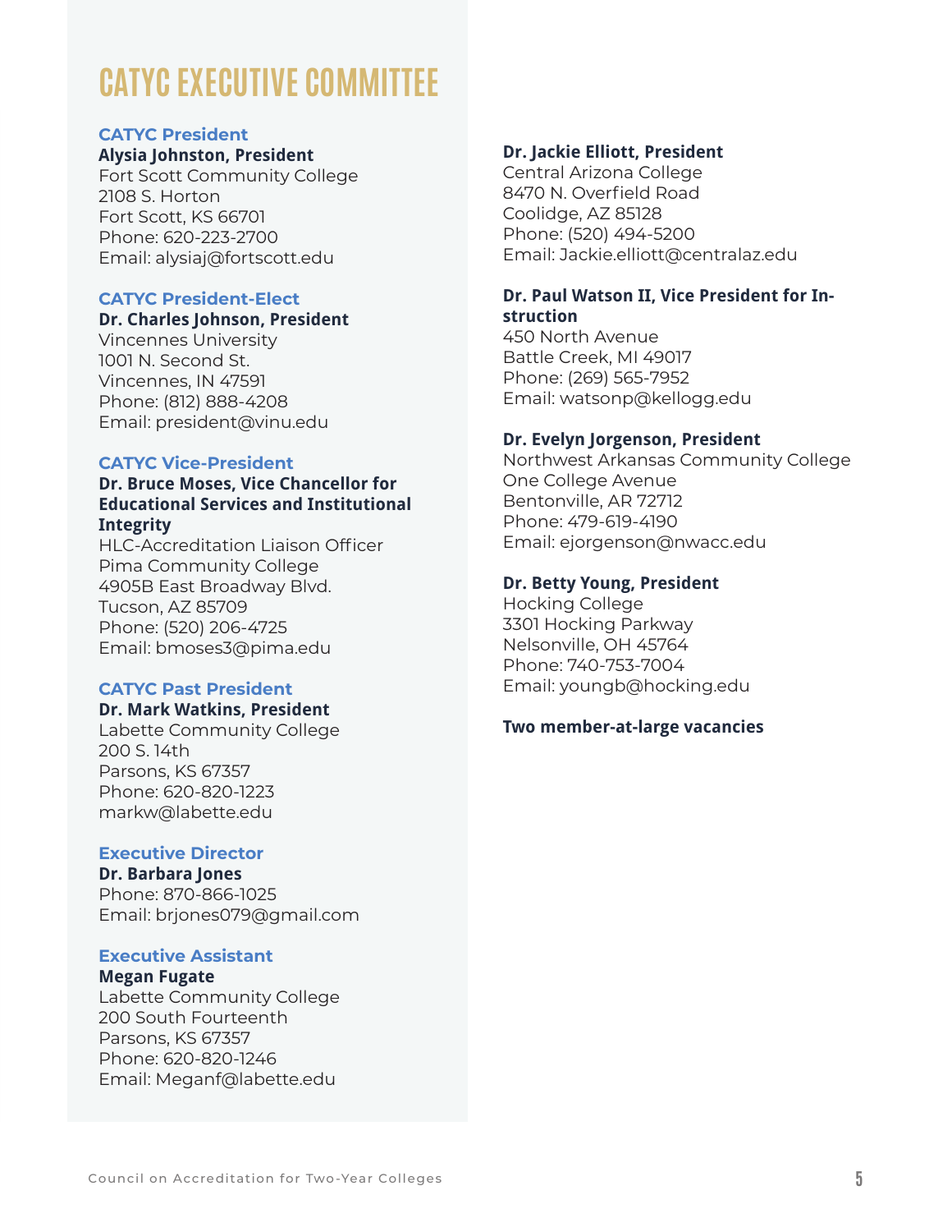# CATYC EXECUTIVE COMMITTEE

### CATYC President

**Alysia Johnston, President**
Fort Scott Community College
2108 S. Horton
Fort Scott, KS 66701
Phone: 620-223-2700
Email: alysiaj@fortscott.edu

### CATYC President-Elect

**Dr. Charles Johnson, President**
Vincennes University
1001 N. Second St.
Vincennes, IN 47591
Phone: (812) 888-4208
Email: president@vinu.edu

### CATYC Vice-President

**Dr. Bruce Moses, Vice Chancellor for Educational Services and Institutional Integrity**
HLC-Accreditation Liaison Officer
Pima Community College
4905B East Broadway Blvd.
Tucson, AZ 85709
Phone: (520) 206-4725
Email: bmoses3@pima.edu

### CATYC Past President

**Dr. Mark Watkins, President**
Labette Community College
200 S. 14th
Parsons, KS 67357
Phone: 620-820-1223
markw@labette.edu

### Executive Director

**Dr. Barbara Jones**
Phone: 870-866-1025
Email: brjones079@gmail.com

### Executive Assistant

**Megan Fugate**
Labette Community College
200 South Fourteenth
Parsons, KS 67357
Phone: 620-820-1246
Email: Meganf@labette.edu

**Dr. Jackie Elliott, President**
Central Arizona College
8470 N. Overfield Road
Coolidge, AZ 85128
Phone: (520) 494-5200
Email: Jackie.elliott@centralaz.edu

**Dr. Paul Watson II, Vice President for Instruction**
450 North Avenue
Battle Creek, MI 49017
Phone: (269) 565-7952
Email: watsonp@kellogg.edu

**Dr. Evelyn Jorgenson, President**
Northwest Arkansas Community College
One College Avenue
Bentonville, AR 72712
Phone: 479-619-4190
Email: ejorgenson@nwacc.edu

**Dr. Betty Young, President**
Hocking College
3301 Hocking Parkway
Nelsonville, OH 45764
Phone: 740-753-7004
Email: youngb@hocking.edu

**Two member-at-large vacancies**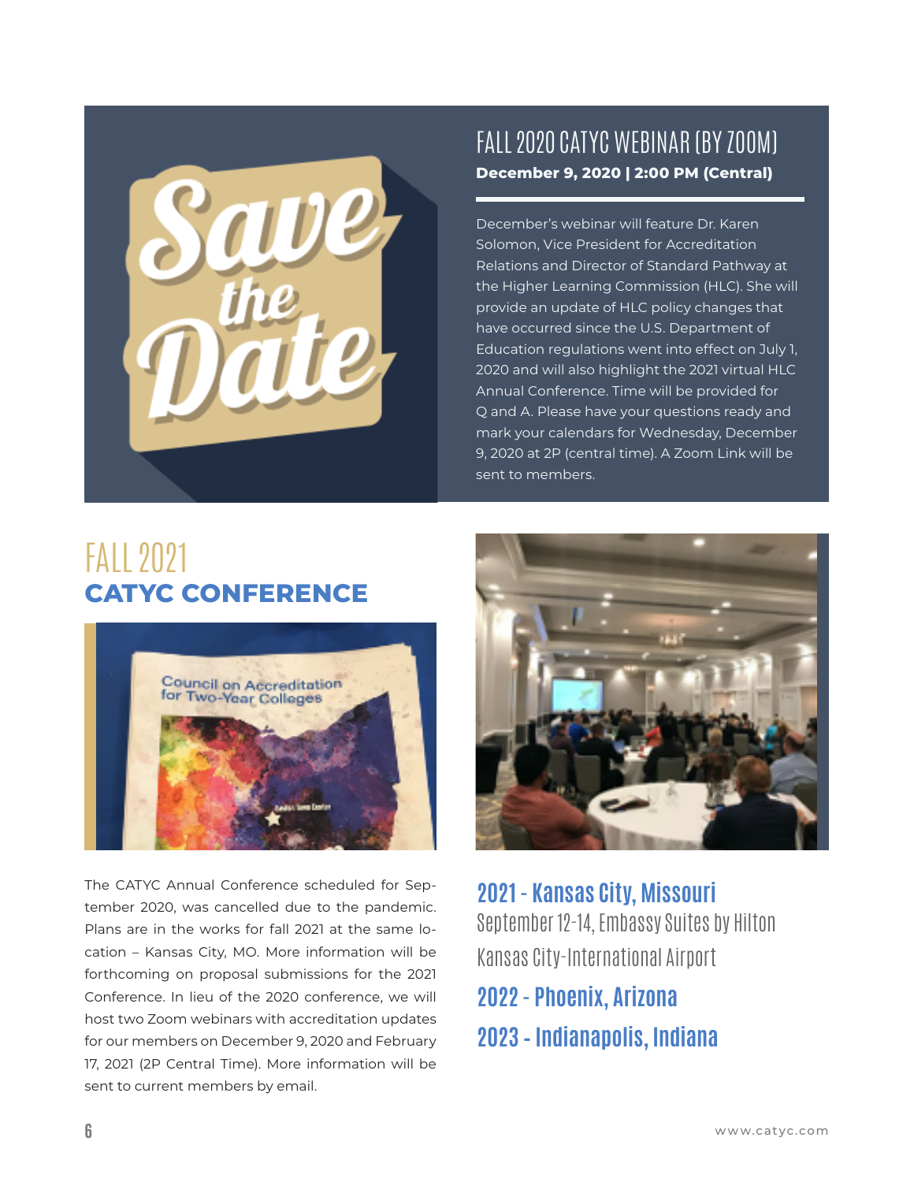Save the Date

## FALL 2020 CATYC WEBINAR (BY ZOOM)

**December 9, 2020 | 2:00 PM (Central)**

December's webinar will feature Dr. Karen Solomon, Vice President for Accreditation Relations and Director of Standard Pathway at the Higher Learning Commission (HLC). She will provide an update of HLC policy changes that have occurred since the U.S. Department of Education regulations went into effect on July 1, 2020 and will also highlight the 2021 virtual HLC Annual Conference. Time will be provided for Q and A. Please have your questions ready and mark your calendars for Wednesday, December 9, 2020 at 2P (central time). A Zoom Link will be sent to members.

## FALL 2021 CATYC CONFERENCE

The CATYC Annual Conference scheduled for September 2020, was cancelled due to the pandemic. Plans are in the works for fall 2021 at the same location – Kansas City, MO. More information will be forthcoming on proposal submissions for the 2021 Conference. In lieu of the 2020 conference, we will host two Zoom webinars with accreditation updates for our members on December 9, 2020 and February 17, 2021 (2P Central Time). More information will be sent to current members by email.

### 2021 - Kansas City, Missouri

September 12-14, Embassy Suites by Hilton Kansas City-International Airport

### 2022 - Phoenix, Arizona

### 2023 - Indianapolis, Indiana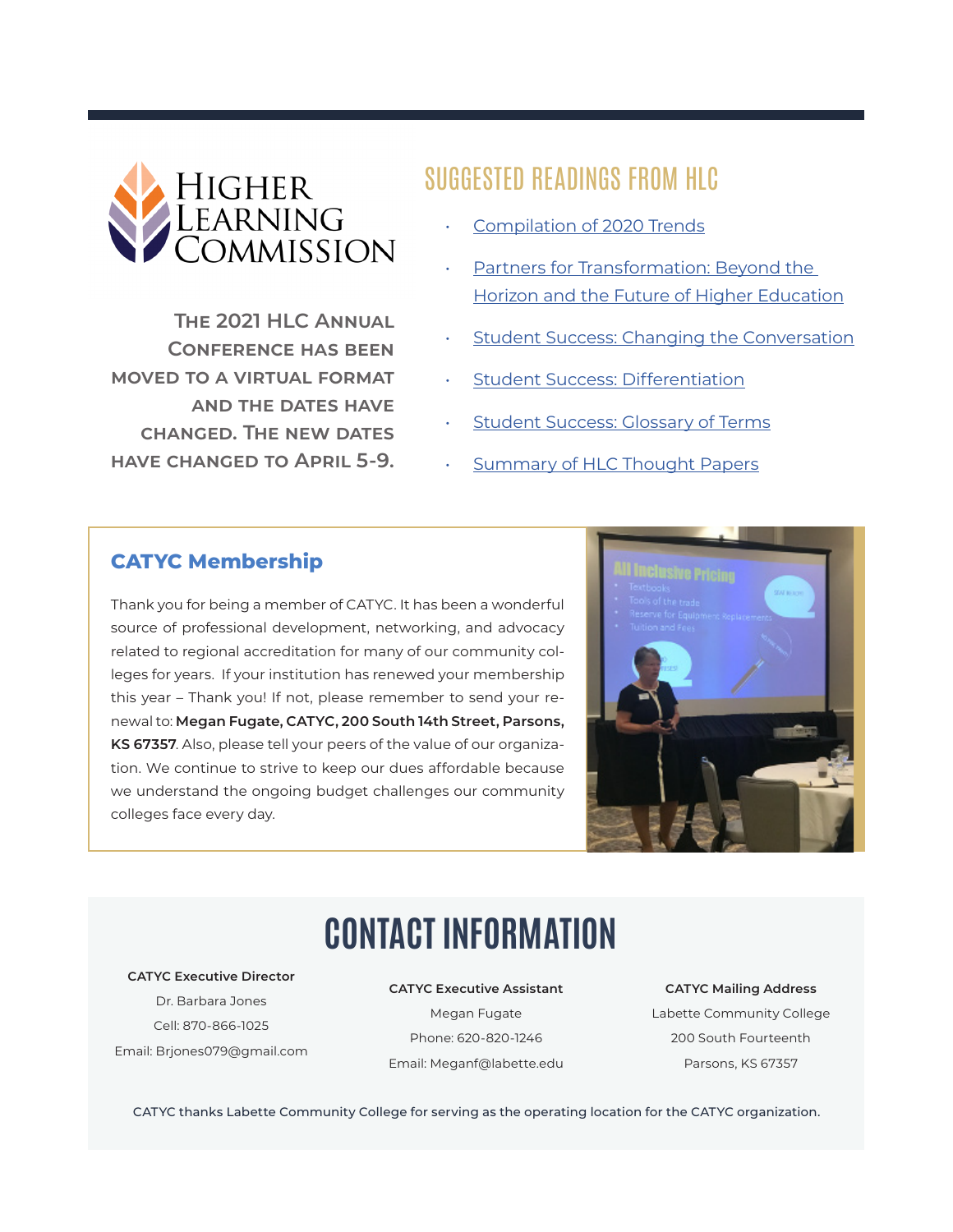HIGHER LEARNING COMMISSION

**THE 2021 HLC ANNUAL CONFERENCE HAS BEEN MOVED TO A VIRTUAL FORMAT AND THE DATES HAVE CHANGED. THE NEW DATES HAVE CHANGED TO APRIL 5-9.**

## SUGGESTED READINGS FROM HLC

- Compilation of 2020 Trends
- Partners for Transformation: Beyond the Horizon and the Future of Higher Education
- Student Success: Changing the Conversation
- Student Success: Differentiation
- Student Success: Glossary of Terms
- Summary of HLC Thought Papers

### CATYC Membership

Thank you for being a member of CATYC. It has been a wonderful source of professional development, networking, and advocacy related to regional accreditation for many of our community colleges for years. If your institution has renewed your membership this year – Thank you! If not, please remember to send your renewal to: **Megan Fugate, CATYC, 200 South 14th Street, Parsons, KS 67357**. Also, please tell your peers of the value of our organization. We continue to strive to keep our dues affordable because we understand the ongoing budget challenges our community colleges face every day.

## CONTACT INFORMATION

**CATYC Executive Director**
Dr. Barbara Jones
Cell: 870-866-1025
Email: Brjones079@gmail.com

**CATYC Executive Assistant**
Megan Fugate
Phone: 620-820-1246
Email: Meganf@labette.edu

**CATYC Mailing Address**
Labette Community College
200 South Fourteenth
Parsons, KS 67357

CATYC thanks Labette Community College for serving as the operating location for the CATYC organization.